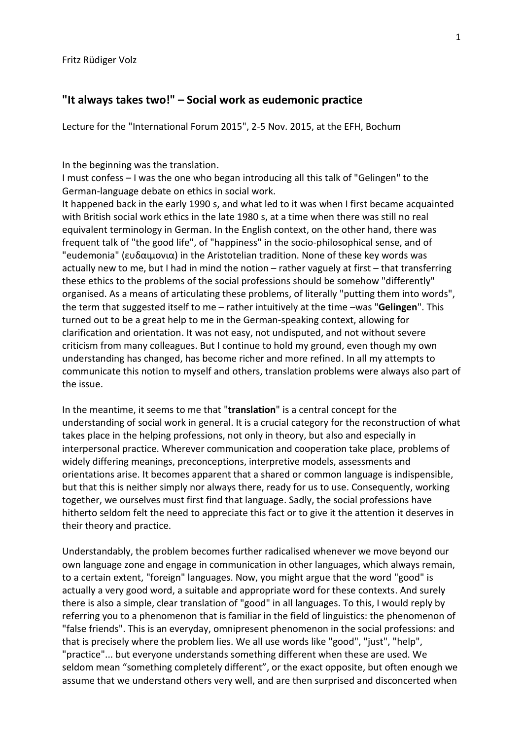Fritz Rüdiger Volz

## "It always takes two!" – Social work as eudemonic practice

Lecture for the "International Forum 2015", 2-5 Nov. 2015, at the EFH, Bochum

In the beginning was the translation.
I must confess – I was the one who began introducing all this talk of "Gelingen" to the German-language debate on ethics in social work.
It happened back in the early 1990 s, and what led to it was when I first became acquainted with British social work ethics in the late 1980 s, at a time when there was still no real equivalent terminology in German. In the English context, on the other hand, there was frequent talk of "the good life", of "happiness" in the socio-philosophical sense, and of "eudemonia" (ευδαιμονια) in the Aristotelian tradition. None of these key words was actually new to me, but I had in mind the notion – rather vaguely at first – that transferring these ethics to the problems of the social professions should be somehow "differently" organised. As a means of articulating these problems, of literally "putting them into words", the term that suggested itself to me – rather intuitively at the time –was "**Gelingen**". This turned out to be a great help to me in the German-speaking context, allowing for clarification and orientation. It was not easy, not undisputed, and not without severe criticism from many colleagues. But I continue to hold my ground, even though my own understanding has changed, has become richer and more refined. In all my attempts to communicate this notion to myself and others, translation problems were always also part of the issue.

In the meantime, it seems to me that "**translation**" is a central concept for the understanding of social work in general. It is a crucial category for the reconstruction of what takes place in the helping professions, not only in theory, but also and especially in interpersonal practice. Wherever communication and cooperation take place, problems of widely differing meanings, preconceptions, interpretive models, assessments and orientations arise. It becomes apparent that a shared or common language is indispensible, but that this is neither simply nor always there, ready for us to use. Consequently, working together, we ourselves must first find that language. Sadly, the social professions have hitherto seldom felt the need to appreciate this fact or to give it the attention it deserves in their theory and practice.

Understandably, the problem becomes further radicalised whenever we move beyond our own language zone and engage in communication in other languages, which always remain, to a certain extent, "foreign" languages. Now, you might argue that the word "good" is actually a very good word, a suitable and appropriate word for these contexts. And surely there is also a simple, clear translation of "good" in all languages. To this, I would reply by referring you to a phenomenon that is familiar in the field of linguistics: the phenomenon of "false friends". This is an everyday, omnipresent phenomenon in the social professions: and that is precisely where the problem lies. We all use words like "good", "just", "help", "practice"... but everyone understands something different when these are used. We seldom mean “something completely different”, or the exact opposite, but often enough we assume that we understand others very well, and are then surprised and disconcerted when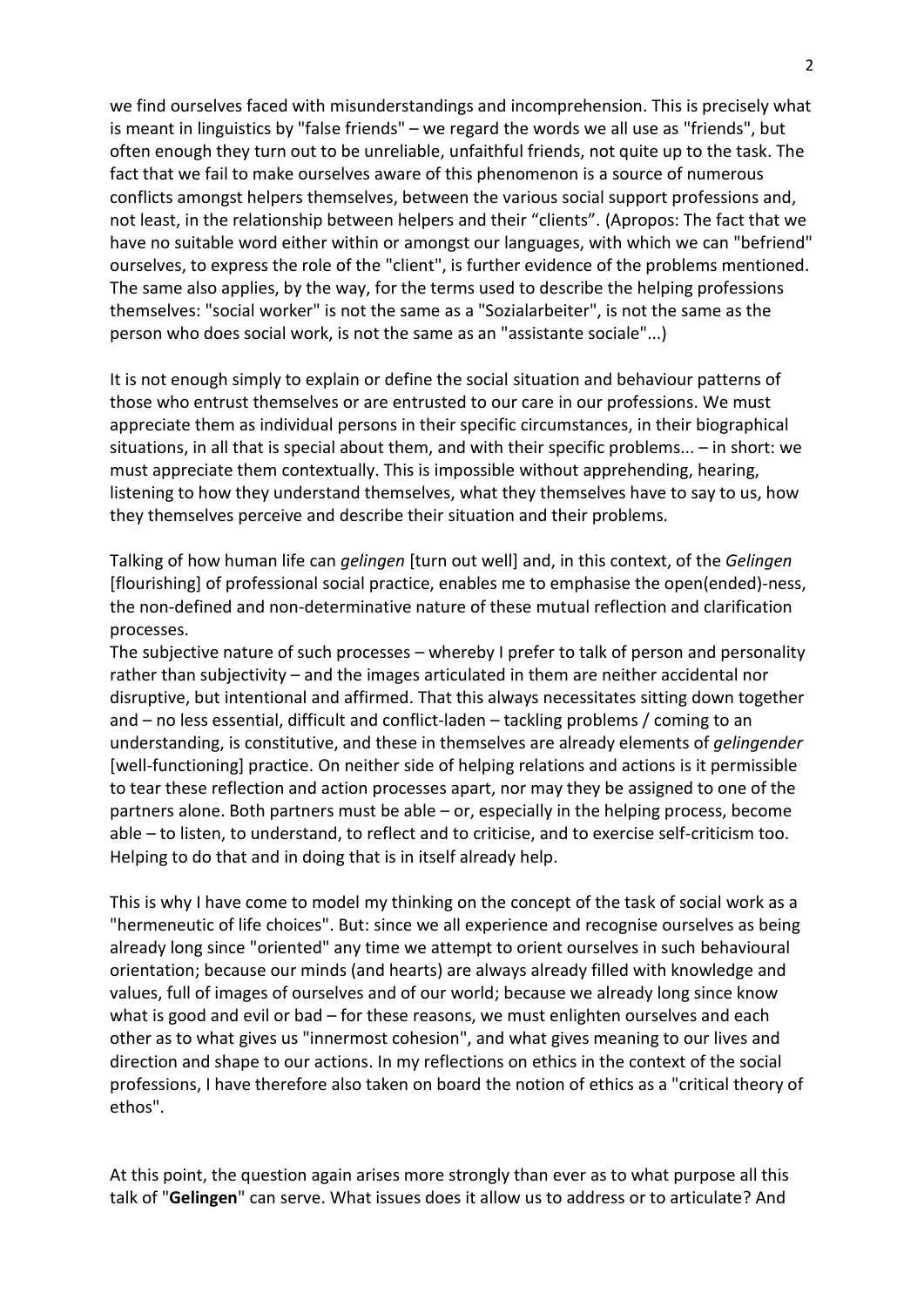we find ourselves faced with misunderstandings and incomprehension. This is precisely what is meant in linguistics by "false friends" – we regard the words we all use as "friends", but often enough they turn out to be unreliable, unfaithful friends, not quite up to the task. The fact that we fail to make ourselves aware of this phenomenon is a source of numerous conflicts amongst helpers themselves, between the various social support professions and, not least, in the relationship between helpers and their "clients". (Apropos: The fact that we have no suitable word either within or amongst our languages, with which we can "befriend" ourselves, to express the role of the "client", is further evidence of the problems mentioned. The same also applies, by the way, for the terms used to describe the helping professions themselves: "social worker" is not the same as a "Sozialarbeiter", is not the same as the person who does social work, is not the same as an "assistante sociale"...)

It is not enough simply to explain or define the social situation and behaviour patterns of those who entrust themselves or are entrusted to our care in our professions. We must appreciate them as individual persons in their specific circumstances, in their biographical situations, in all that is special about them, and with their specific problems... – in short: we must appreciate them contextually. This is impossible without apprehending, hearing, listening to how they understand themselves, what they themselves have to say to us, how they themselves perceive and describe their situation and their problems.

Talking of how human life can *gelingen* [turn out well] and, in this context, of the *Gelingen* [flourishing] of professional social practice, enables me to emphasise the open(ended)-ness, the non-defined and non-determinative nature of these mutual reflection and clarification processes.
The subjective nature of such processes – whereby I prefer to talk of person and personality rather than subjectivity – and the images articulated in them are neither accidental nor disruptive, but intentional and affirmed. That this always necessitates sitting down together and – no less essential, difficult and conflict-laden – tackling problems / coming to an understanding, is constitutive, and these in themselves are already elements of *gelingender* [well-functioning] practice. On neither side of helping relations and actions is it permissible to tear these reflection and action processes apart, nor may they be assigned to one of the partners alone. Both partners must be able – or, especially in the helping process, become able – to listen, to understand, to reflect and to criticise, and to exercise self-criticism too. Helping to do that and in doing that is in itself already help.

This is why I have come to model my thinking on the concept of the task of social work as a "hermeneutic of life choices". But: since we all experience and recognise ourselves as being already long since "oriented" any time we attempt to orient ourselves in such behavioural orientation; because our minds (and hearts) are always already filled with knowledge and values, full of images of ourselves and of our world; because we already long since know what is good and evil or bad – for these reasons, we must enlighten ourselves and each other as to what gives us "innermost cohesion", and what gives meaning to our lives and direction and shape to our actions. In my reflections on ethics in the context of the social professions, I have therefore also taken on board the notion of ethics as a "critical theory of ethos".

At this point, the question again arises more strongly than ever as to what purpose all this talk of "**Gelingen**" can serve. What issues does it allow us to address or to articulate? And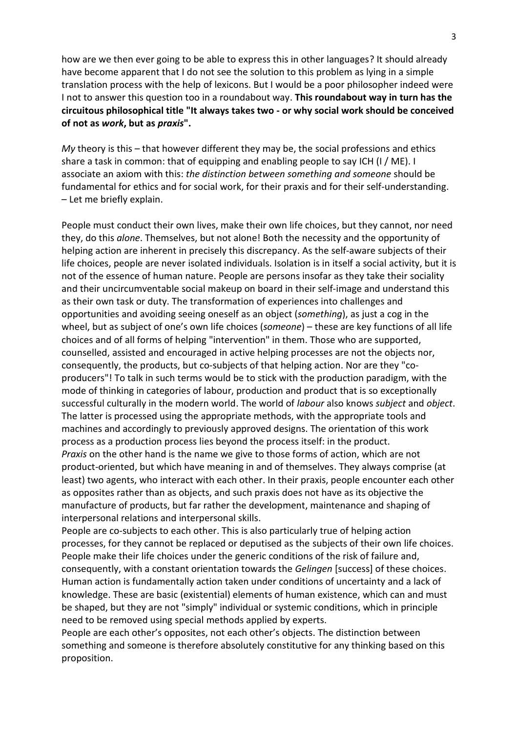how are we then ever going to be able to express this in other languages? It should already have become apparent that I do not see the solution to this problem as lying in a simple translation process with the help of lexicons. But I would be a poor philosopher indeed were I not to answer this question too in a roundabout way. **This roundabout way in turn has the circuitous philosophical title "It always takes two - or why social work should be conceived of not as *work*, but as *praxis*".**

*My* theory is this – that however different they may be, the social professions and ethics share a task in common: that of equipping and enabling people to say ICH (I / ME). I associate an axiom with this: *the distinction between something and someone* should be fundamental for ethics and for social work, for their praxis and for their self-understanding. – Let me briefly explain.

People must conduct their own lives, make their own life choices, but they cannot, nor need they, do this *alone*. Themselves, but not alone! Both the necessity and the opportunity of helping action are inherent in precisely this discrepancy. As the self-aware subjects of their life choices, people are never isolated individuals. Isolation is in itself a social activity, but it is not of the essence of human nature. People are persons insofar as they take their sociality and their uncircumventable social makeup on board in their self-image and understand this as their own task or duty. The transformation of experiences into challenges and opportunities and avoiding seeing oneself as an object (*something*), as just a cog in the wheel, but as subject of one's own life choices (*someone*) – these are key functions of all life choices and of all forms of helping "intervention" in them. Those who are supported, counselled, assisted and encouraged in active helping processes are not the objects nor, consequently, the products, but co-subjects of that helping action. Nor are they "co-producers"! To talk in such terms would be to stick with the production paradigm, with the mode of thinking in categories of labour, production and product that is so exceptionally successful culturally in the modern world. The world of *labour* also knows *subject* and *object*. The latter is processed using the appropriate methods, with the appropriate tools and machines and accordingly to previously approved designs. The orientation of this work process as a production process lies beyond the process itself: in the product.
*Praxis* on the other hand is the name we give to those forms of action, which are not product-oriented, but which have meaning in and of themselves. They always comprise (at least) two agents, who interact with each other. In their praxis, people encounter each other as opposites rather than as objects, and such praxis does not have as its objective the manufacture of products, but far rather the development, maintenance and shaping of interpersonal relations and interpersonal skills.
People are co-subjects to each other. This is also particularly true of helping action processes, for they cannot be replaced or deputised as the subjects of their own life choices. People make their life choices under the generic conditions of the risk of failure and, consequently, with a constant orientation towards the *Gelingen* [success] of these choices. Human action is fundamentally action taken under conditions of uncertainty and a lack of knowledge. These are basic (existential) elements of human existence, which can and must be shaped, but they are not "simply" individual or systemic conditions, which in principle need to be removed using special methods applied by experts.
People are each other's opposites, not each other's objects. The distinction between something and someone is therefore absolutely constitutive for any thinking based on this proposition.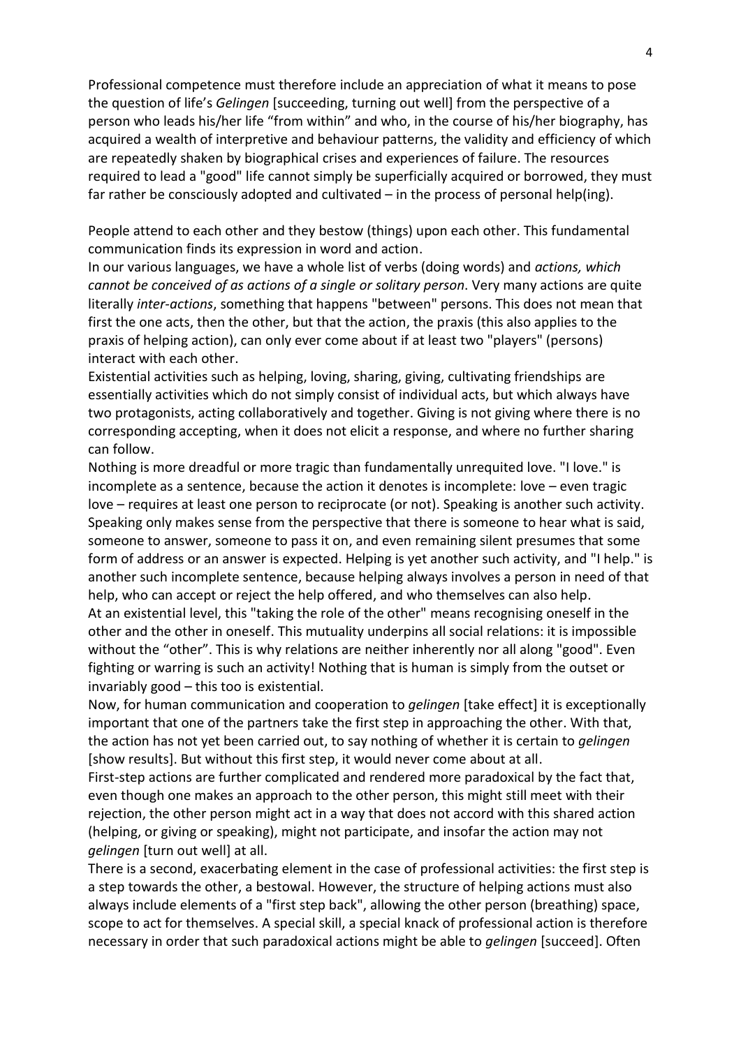Professional competence must therefore include an appreciation of what it means to pose the question of life's *Gelingen* [succeeding, turning out well] from the perspective of a person who leads his/her life "from within" and who, in the course of his/her biography, has acquired a wealth of interpretive and behaviour patterns, the validity and efficiency of which are repeatedly shaken by biographical crises and experiences of failure. The resources required to lead a "good" life cannot simply be superficially acquired or borrowed, they must far rather be consciously adopted and cultivated – in the process of personal help(ing).

People attend to each other and they bestow (things) upon each other. This fundamental communication finds its expression in word and action.

In our various languages, we have a whole list of verbs (doing words) and *actions, which cannot be conceived of as actions of a single or solitary person*. Very many actions are quite literally *inter-actions*, something that happens "between" persons. This does not mean that first the one acts, then the other, but that the action, the praxis (this also applies to the praxis of helping action), can only ever come about if at least two "players" (persons) interact with each other.

Existential activities such as helping, loving, sharing, giving, cultivating friendships are essentially activities which do not simply consist of individual acts, but which always have two protagonists, acting collaboratively and together. Giving is not giving where there is no corresponding accepting, when it does not elicit a response, and where no further sharing can follow.

Nothing is more dreadful or more tragic than fundamentally unrequited love. "I love." is incomplete as a sentence, because the action it denotes is incomplete: love – even tragic love – requires at least one person to reciprocate (or not). Speaking is another such activity. Speaking only makes sense from the perspective that there is someone to hear what is said, someone to answer, someone to pass it on, and even remaining silent presumes that some form of address or an answer is expected. Helping is yet another such activity, and "I help." is another such incomplete sentence, because helping always involves a person in need of that help, who can accept or reject the help offered, and who themselves can also help.

At an existential level, this "taking the role of the other" means recognising oneself in the other and the other in oneself. This mutuality underpins all social relations: it is impossible without the "other". This is why relations are neither inherently nor all along "good". Even fighting or warring is such an activity! Nothing that is human is simply from the outset or invariably good – this too is existential.

Now, for human communication and cooperation to *gelingen* [take effect] it is exceptionally important that one of the partners take the first step in approaching the other. With that, the action has not yet been carried out, to say nothing of whether it is certain to *gelingen* [show results]. But without this first step, it would never come about at all.

First-step actions are further complicated and rendered more paradoxical by the fact that, even though one makes an approach to the other person, this might still meet with their rejection, the other person might act in a way that does not accord with this shared action (helping, or giving or speaking), might not participate, and insofar the action may not *gelingen* [turn out well] at all.

There is a second, exacerbating element in the case of professional activities: the first step is a step towards the other, a bestowal. However, the structure of helping actions must also always include elements of a "first step back", allowing the other person (breathing) space, scope to act for themselves. A special skill, a special knack of professional action is therefore necessary in order that such paradoxical actions might be able to *gelingen* [succeed]. Often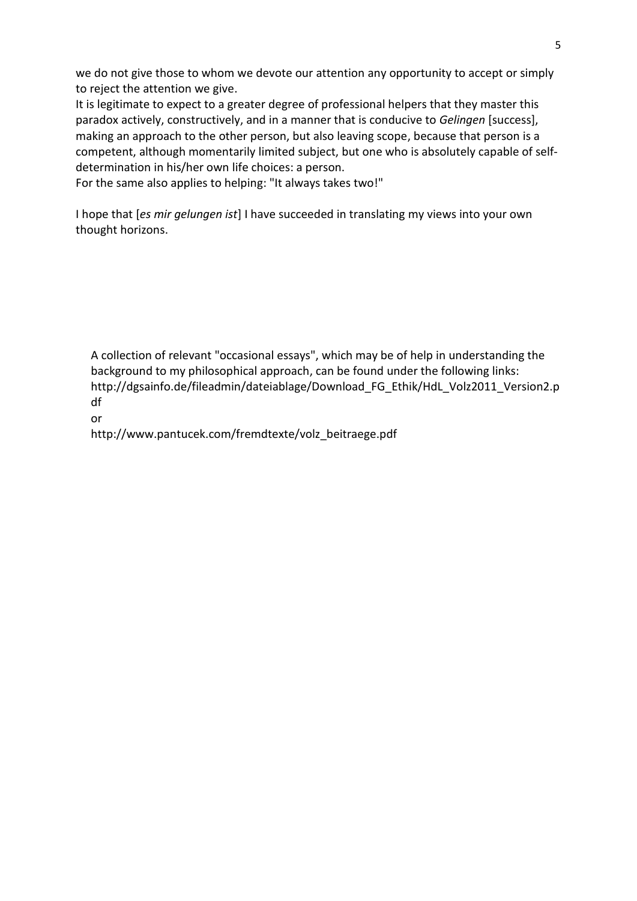we do not give those to whom we devote our attention any opportunity to accept or simply to reject the attention we give.

It is legitimate to expect to a greater degree of professional helpers that they master this paradox actively, constructively, and in a manner that is conducive to *Gelingen* [success], making an approach to the other person, but also leaving scope, because that person is a competent, although momentarily limited subject, but one who is absolutely capable of self-determination in his/her own life choices: a person.

For the same also applies to helping: "It always takes two!"

I hope that [*es mir gelungen ist*] I have succeeded in translating my views into your own thought horizons.

A collection of relevant "occasional essays", which may be of help in understanding the background to my philosophical approach, can be found under the following links:
http://dgsainfo.de/fileadmin/dateiablage/Download_FG_Ethik/HdL_Volz2011_Version2.pdf
or
http://www.pantucek.com/fremdtexte/volz_beitraege.pdf